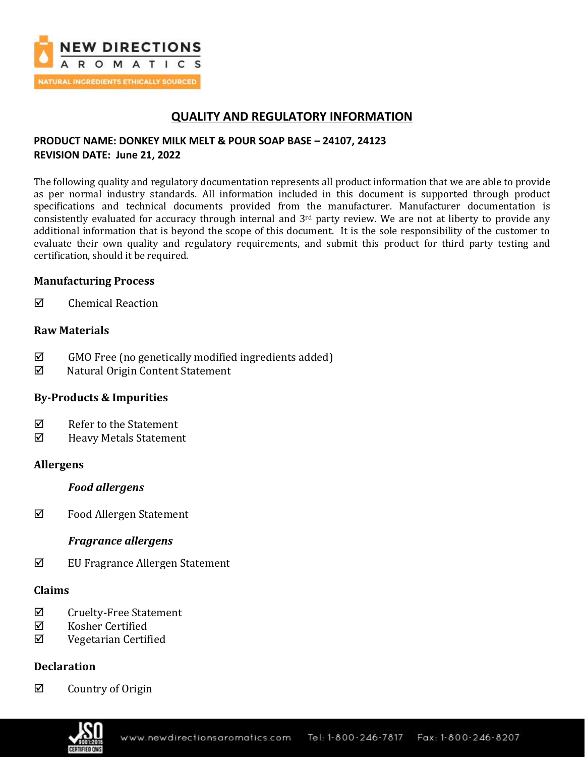# QUALITY AND REGULATORY INFORMATION

**PRODUCT NAME: DONKEY MILK MELT & POUR SOAP BASE – 24107, 24123**
**REVISION DATE: June 21, 2022**

The following quality and regulatory documentation represents all product information that we are able to provide as per normal industry standards. All information included in this document is supported through product specifications and technical documents provided from the manufacturer. Manufacturer documentation is consistently evaluated for accuracy through internal and 3rd party review. We are not at liberty to provide any additional information that is beyond the scope of this document. It is the sole responsibility of the customer to evaluate their own quality and regulatory requirements, and submit this product for third party testing and certification, should it be required.

### Manufacturing Process

☑ Chemical Reaction

### Raw Materials

☑ GMO Free (no genetically modified ingredients added)
☑ Natural Origin Content Statement

### By-Products & Impurities

☑ Refer to the Statement
☑ Heavy Metals Statement

### Allergens

***Food allergens***

☑ Food Allergen Statement

***Fragrance allergens***

☑ EU Fragrance Allergen Statement

### Claims

☑ Cruelty-Free Statement
☑ Kosher Certified
☑ Vegetarian Certified

### Declaration

☑ Country of Origin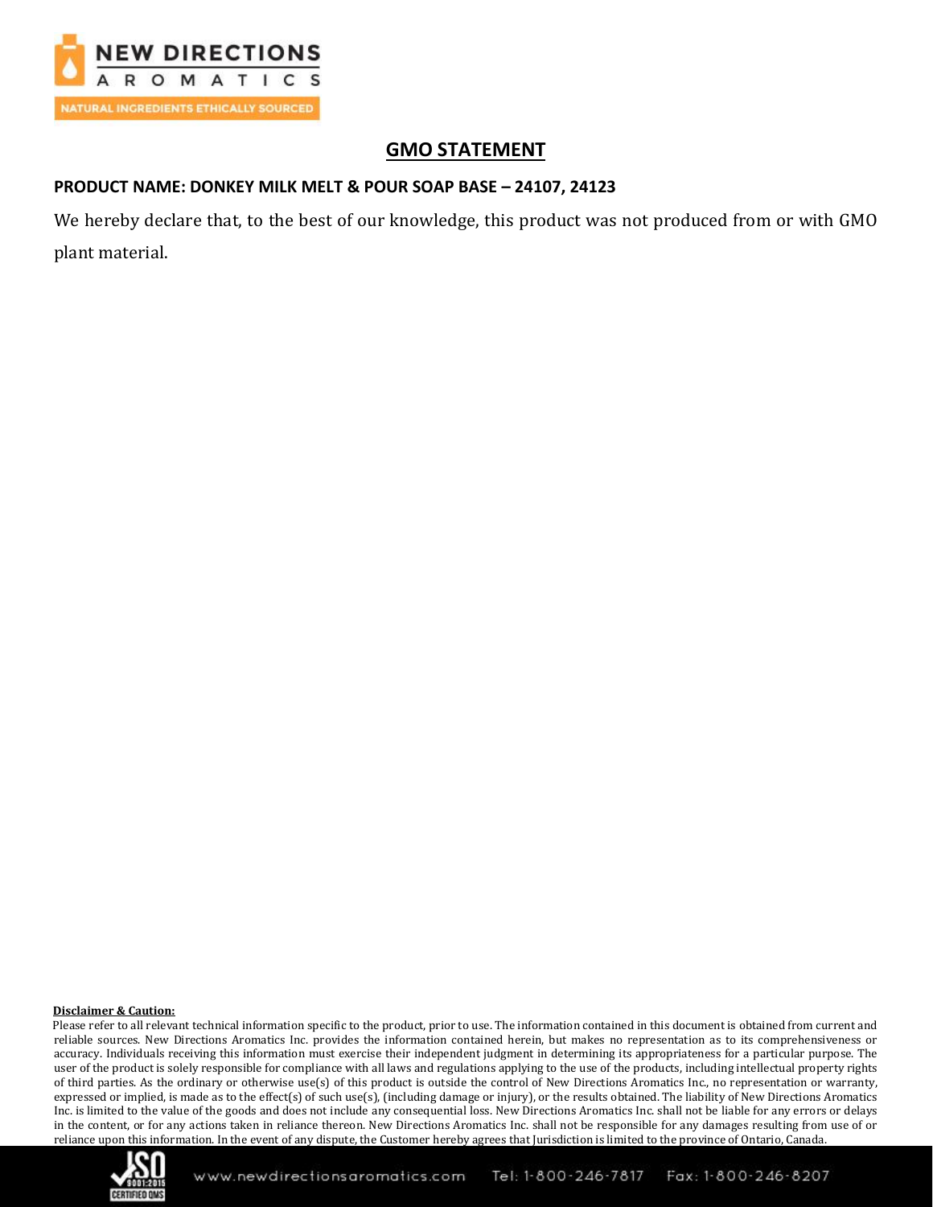## GMO STATEMENT

**PRODUCT NAME: DONKEY MILK MELT & POUR SOAP BASE – 24107, 24123**

We hereby declare that, to the best of our knowledge, this product was not produced from or with GMO plant material.

**Disclaimer & Caution:**

Please refer to all relevant technical information specific to the product, prior to use. The information contained in this document is obtained from current and reliable sources. New Directions Aromatics Inc. provides the information contained herein, but makes no representation as to its comprehensiveness or accuracy. Individuals receiving this information must exercise their independent judgment in determining its appropriateness for a particular purpose. The user of the product is solely responsible for compliance with all laws and regulations applying to the use of the products, including intellectual property rights of third parties. As the ordinary or otherwise use(s) of this product is outside the control of New Directions Aromatics Inc., no representation or warranty, expressed or implied, is made as to the effect(s) of such use(s), (including damage or injury), or the results obtained. The liability of New Directions Aromatics Inc. is limited to the value of the goods and does not include any consequential loss. New Directions Aromatics Inc. shall not be liable for any errors or delays in the content, or for any actions taken in reliance thereon. New Directions Aromatics Inc. shall not be responsible for any damages resulting from use of or reliance upon this information. In the event of any dispute, the Customer hereby agrees that Jurisdiction is limited to the province of Ontario, Canada.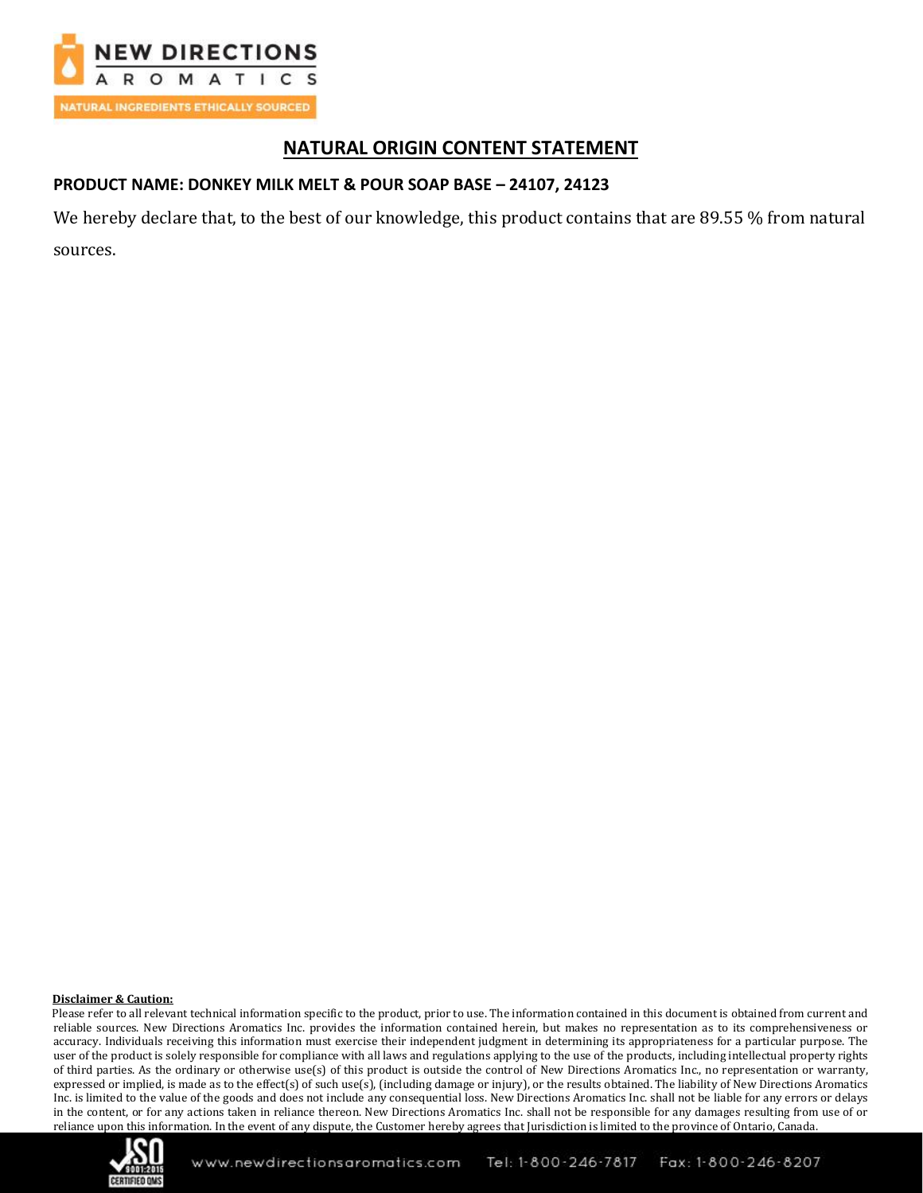# NATURAL ORIGIN CONTENT STATEMENT

**PRODUCT NAME: DONKEY MILK MELT & POUR SOAP BASE – 24107, 24123**

We hereby declare that, to the best of our knowledge, this product contains that are 89.55 % from natural sources.

**Disclaimer & Caution:**

Please refer to all relevant technical information specific to the product, prior to use. The information contained in this document is obtained from current and reliable sources. New Directions Aromatics Inc. provides the information contained herein, but makes no representation as to its comprehensiveness or accuracy. Individuals receiving this information must exercise their independent judgment in determining its appropriateness for a particular purpose. The user of the product is solely responsible for compliance with all laws and regulations applying to the use of the products, including intellectual property rights of third parties. As the ordinary or otherwise use(s) of this product is outside the control of New Directions Aromatics Inc., no representation or warranty, expressed or implied, is made as to the effect(s) of such use(s), (including damage or injury), or the results obtained. The liability of New Directions Aromatics Inc. is limited to the value of the goods and does not include any consequential loss. New Directions Aromatics Inc. shall not be liable for any errors or delays in the content, or for any actions taken in reliance thereon. New Directions Aromatics Inc. shall not be responsible for any damages resulting from use of or reliance upon this information. In the event of any dispute, the Customer hereby agrees that Jurisdiction is limited to the province of Ontario, Canada.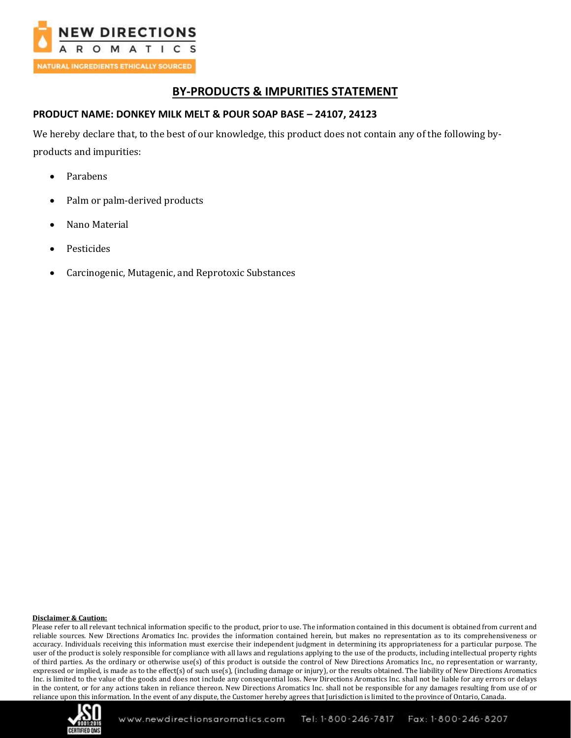# BY-PRODUCTS & IMPURITIES STATEMENT

**PRODUCT NAME: DONKEY MILK MELT & POUR SOAP BASE – 24107, 24123**

We hereby declare that, to the best of our knowledge, this product does not contain any of the following by-products and impurities:

- Parabens
- Palm or palm-derived products
- Nano Material
- Pesticides
- Carcinogenic, Mutagenic, and Reprotoxic Substances

**Disclaimer & Caution:**

Please refer to all relevant technical information specific to the product, prior to use. The information contained in this document is obtained from current and reliable sources. New Directions Aromatics Inc. provides the information contained herein, but makes no representation as to its comprehensiveness or accuracy. Individuals receiving this information must exercise their independent judgment in determining its appropriateness for a particular purpose. The user of the product is solely responsible for compliance with all laws and regulations applying to the use of the products, including intellectual property rights of third parties. As the ordinary or otherwise use(s) of this product is outside the control of New Directions Aromatics Inc., no representation or warranty, expressed or implied, is made as to the effect(s) of such use(s), (including damage or injury), or the results obtained. The liability of New Directions Aromatics Inc. is limited to the value of the goods and does not include any consequential loss. New Directions Aromatics Inc. shall not be liable for any errors or delays in the content, or for any actions taken in reliance thereon. New Directions Aromatics Inc. shall not be responsible for any damages resulting from use of or reliance upon this information. In the event of any dispute, the Customer hereby agrees that Jurisdiction is limited to the province of Ontario, Canada.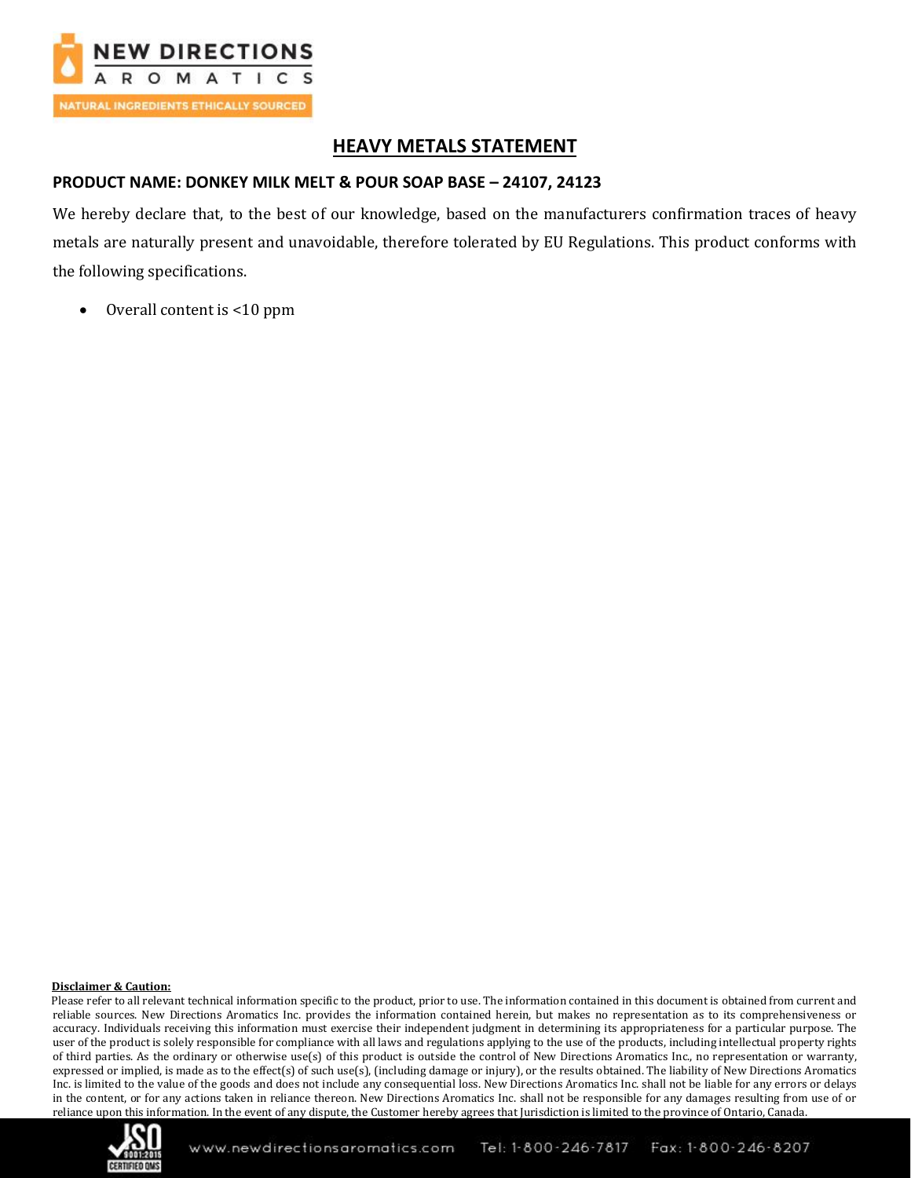# HEAVY METALS STATEMENT

**PRODUCT NAME: DONKEY MILK MELT & POUR SOAP BASE – 24107, 24123**

We hereby declare that, to the best of our knowledge, based on the manufacturers confirmation traces of heavy metals are naturally present and unavoidable, therefore tolerated by EU Regulations. This product conforms with the following specifications.

- Overall content is <10 ppm

**Disclaimer & Caution:**

Please refer to all relevant technical information specific to the product, prior to use. The information contained in this document is obtained from current and reliable sources. New Directions Aromatics Inc. provides the information contained herein, but makes no representation as to its comprehensiveness or accuracy. Individuals receiving this information must exercise their independent judgment in determining its appropriateness for a particular purpose. The user of the product is solely responsible for compliance with all laws and regulations applying to the use of the products, including intellectual property rights of third parties. As the ordinary or otherwise use(s) of this product is outside the control of New Directions Aromatics Inc., no representation or warranty, expressed or implied, is made as to the effect(s) of such use(s), (including damage or injury), or the results obtained. The liability of New Directions Aromatics Inc. is limited to the value of the goods and does not include any consequential loss. New Directions Aromatics Inc. shall not be liable for any errors or delays in the content, or for any actions taken in reliance thereon. New Directions Aromatics Inc. shall not be responsible for any damages resulting from use of or reliance upon this information. In the event of any dispute, the Customer hereby agrees that Jurisdiction is limited to the province of Ontario, Canada.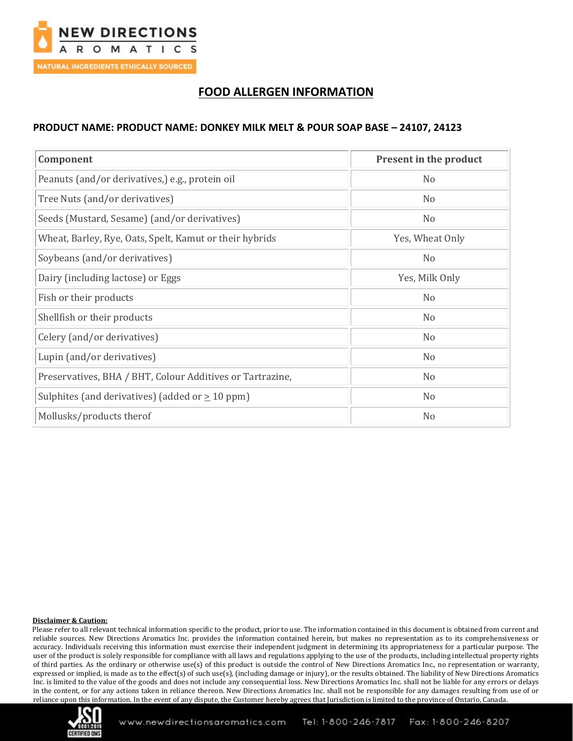# FOOD ALLERGEN INFORMATION

**PRODUCT NAME: PRODUCT NAME: DONKEY MILK MELT & POUR SOAP BASE – 24107, 24123**

| Component | Present in the product |
|---|---|
| Peanuts (and/or derivatives,) e.g., protein oil | No |
| Tree Nuts (and/or derivatives) | No |
| Seeds (Mustard, Sesame) (and/or derivatives) | No |
| Wheat, Barley, Rye, Oats, Spelt, Kamut or their hybrids | Yes, Wheat Only |
| Soybeans (and/or derivatives) | No |
| Dairy (including lactose) or Eggs | Yes, Milk Only |
| Fish or their products | No |
| Shellfish or their products | No |
| Celery (and/or derivatives) | No |
| Lupin (and/or derivatives) | No |
| Preservatives, BHA / BHT, Colour Additives or Tartrazine, | No |
| Sulphites (and derivatives) (added or $\geq$ 10 ppm) | No |
| Mollusks/products therof | No |

**Disclaimer & Caution:**

Please refer to all relevant technical information specific to the product, prior to use. The information contained in this document is obtained from current and reliable sources. New Directions Aromatics Inc. provides the information contained herein, but makes no representation as to its comprehensiveness or accuracy. Individuals receiving this information must exercise their independent judgment in determining its appropriateness for a particular purpose. The user of the product is solely responsible for compliance with all laws and regulations applying to the use of the products, including intellectual property rights of third parties. As the ordinary or otherwise use(s) of this product is outside the control of New Directions Aromatics Inc., no representation or warranty, expressed or implied, is made as to the effect(s) of such use(s), (including damage or injury), or the results obtained. The liability of New Directions Aromatics Inc. is limited to the value of the goods and does not include any consequential loss. New Directions Aromatics Inc. shall not be liable for any errors or delays in the content, or for any actions taken in reliance thereon. New Directions Aromatics Inc. shall not be responsible for any damages resulting from use of or reliance upon this information. In the event of any dispute, the Customer hereby agrees that Jurisdiction is limited to the province of Ontario, Canada.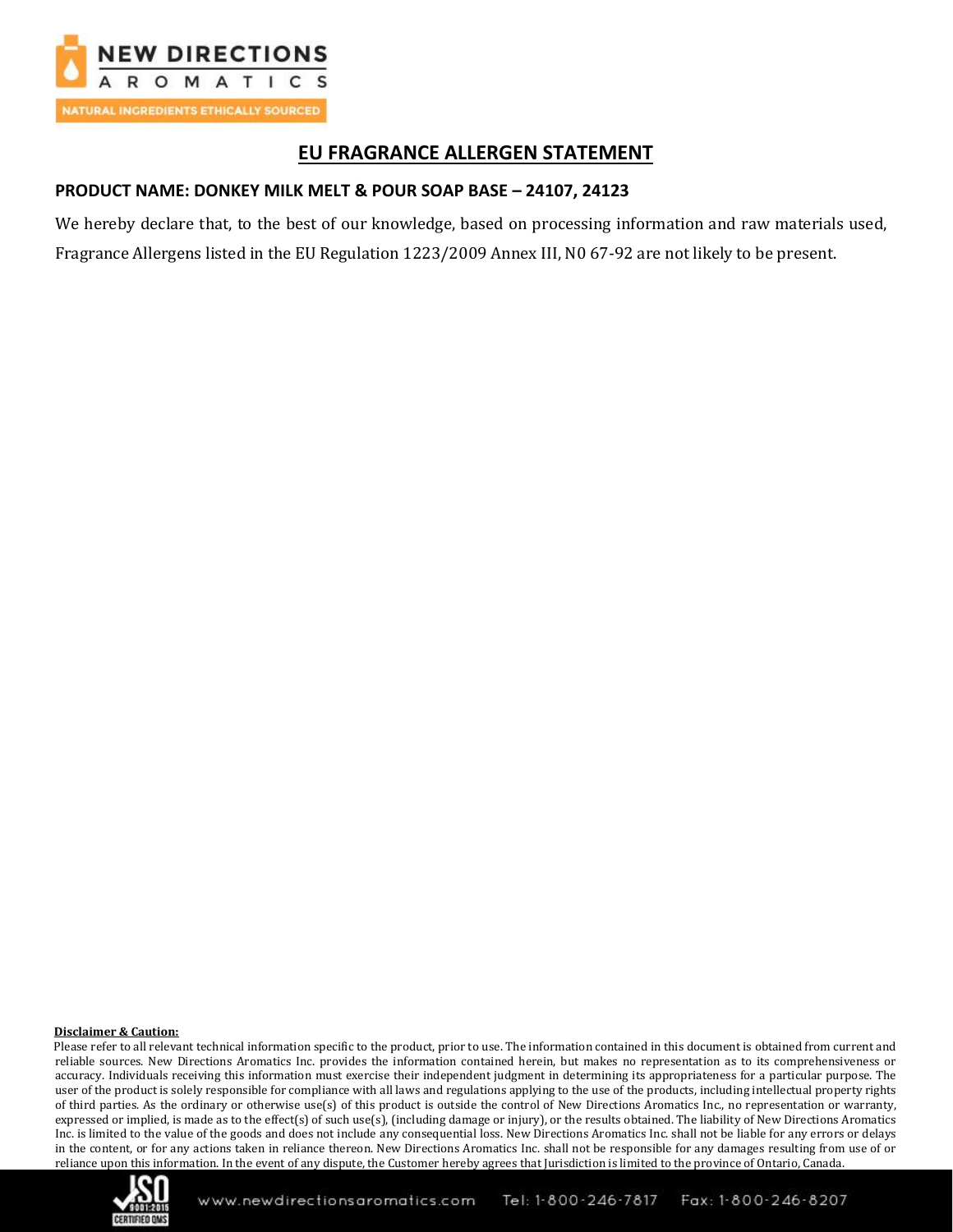# EU FRAGRANCE ALLERGEN STATEMENT

**PRODUCT NAME: DONKEY MILK MELT & POUR SOAP BASE – 24107, 24123**

We hereby declare that, to the best of our knowledge, based on processing information and raw materials used, Fragrance Allergens listed in the EU Regulation 1223/2009 Annex III, N0 67-92 are not likely to be present.

**Disclaimer & Caution:**

Please refer to all relevant technical information specific to the product, prior to use. The information contained in this document is obtained from current and reliable sources. New Directions Aromatics Inc. provides the information contained herein, but makes no representation as to its comprehensiveness or accuracy. Individuals receiving this information must exercise their independent judgment in determining its appropriateness for a particular purpose. The user of the product is solely responsible for compliance with all laws and regulations applying to the use of the products, including intellectual property rights of third parties. As the ordinary or otherwise use(s) of this product is outside the control of New Directions Aromatics Inc., no representation or warranty, expressed or implied, is made as to the effect(s) of such use(s), (including damage or injury), or the results obtained. The liability of New Directions Aromatics Inc. is limited to the value of the goods and does not include any consequential loss. New Directions Aromatics Inc. shall not be liable for any errors or delays in the content, or for any actions taken in reliance thereon. New Directions Aromatics Inc. shall not be responsible for any damages resulting from use of or reliance upon this information. In the event of any dispute, the Customer hereby agrees that Jurisdiction is limited to the province of Ontario, Canada.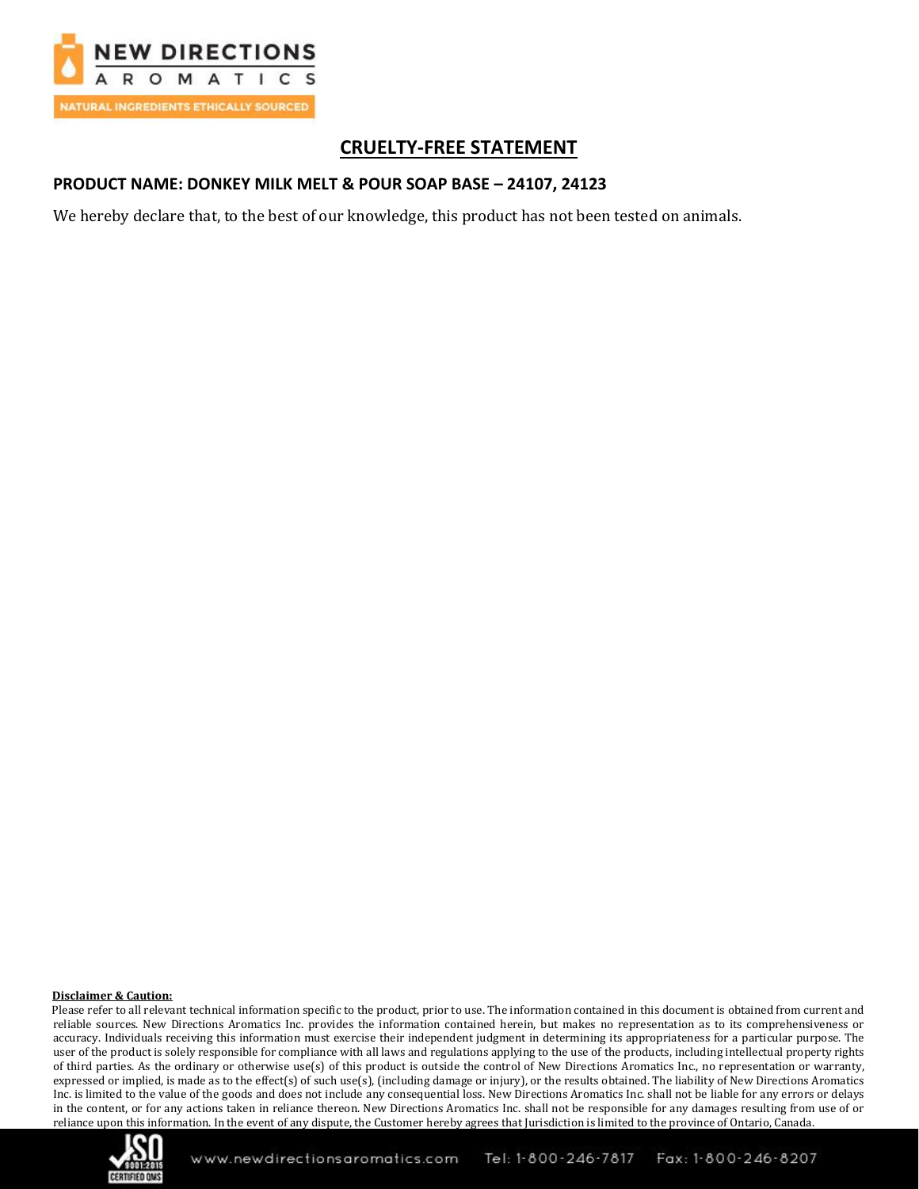# CRUELTY-FREE STATEMENT

**PRODUCT NAME: DONKEY MILK MELT & POUR SOAP BASE – 24107, 24123**

We hereby declare that, to the best of our knowledge, this product has not been tested on animals.

**Disclaimer & Caution:**

Please refer to all relevant technical information specific to the product, prior to use. The information contained in this document is obtained from current and reliable sources. New Directions Aromatics Inc. provides the information contained herein, but makes no representation as to its comprehensiveness or accuracy. Individuals receiving this information must exercise their independent judgment in determining its appropriateness for a particular purpose. The user of the product is solely responsible for compliance with all laws and regulations applying to the use of the products, including intellectual property rights of third parties. As the ordinary or otherwise use(s) of this product is outside the control of New Directions Aromatics Inc., no representation or warranty, expressed or implied, is made as to the effect(s) of such use(s), (including damage or injury), or the results obtained. The liability of New Directions Aromatics Inc. is limited to the value of the goods and does not include any consequential loss. New Directions Aromatics Inc. shall not be liable for any errors or delays in the content, or for any actions taken in reliance thereon. New Directions Aromatics Inc. shall not be responsible for any damages resulting from use of or reliance upon this information. In the event of any dispute, the Customer hereby agrees that Jurisdiction is limited to the province of Ontario, Canada.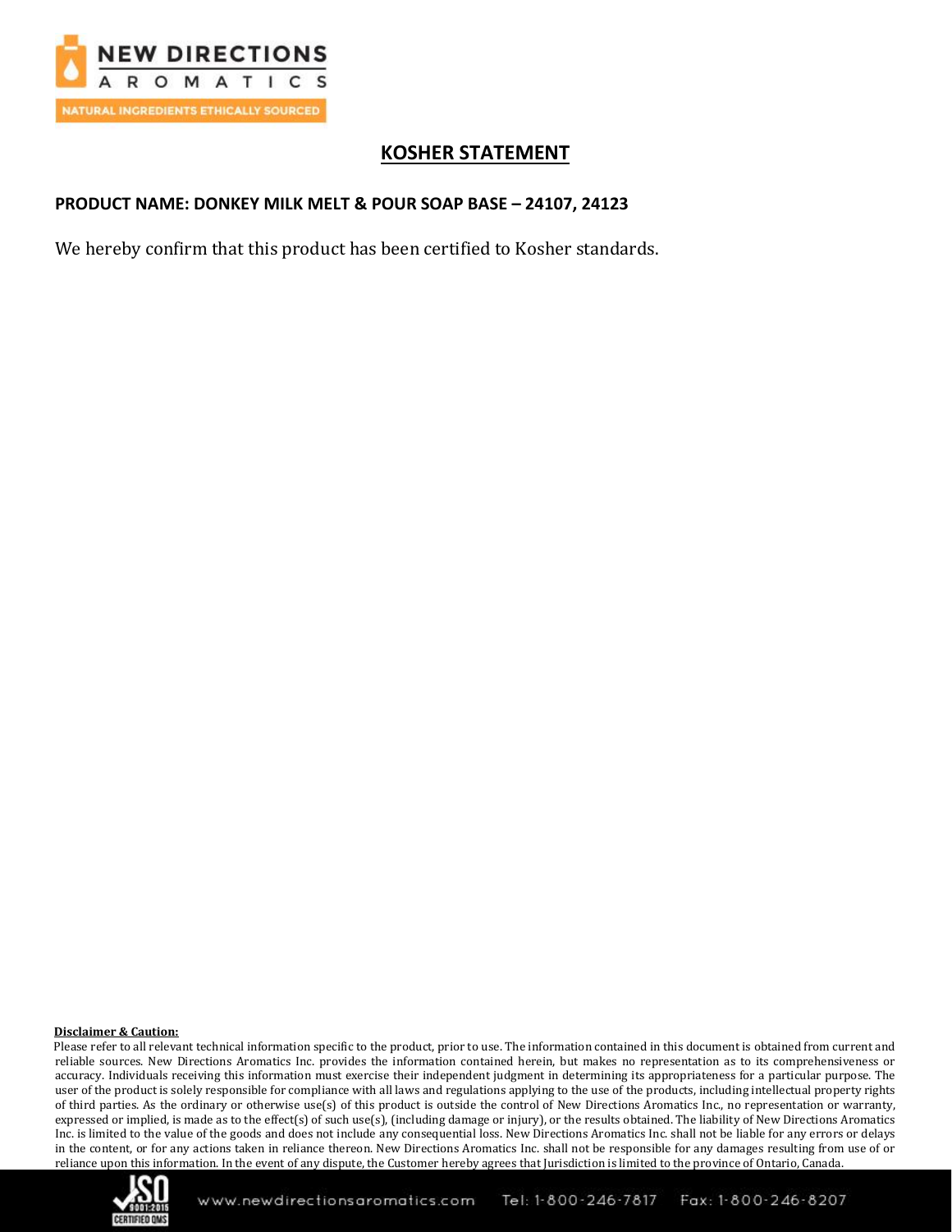# KOSHER STATEMENT

**PRODUCT NAME: DONKEY MILK MELT & POUR SOAP BASE – 24107, 24123**

We hereby confirm that this product has been certified to Kosher standards.

**Disclaimer & Caution:**

Please refer to all relevant technical information specific to the product, prior to use. The information contained in this document is obtained from current and reliable sources. New Directions Aromatics Inc. provides the information contained herein, but makes no representation as to its comprehensiveness or accuracy. Individuals receiving this information must exercise their independent judgment in determining its appropriateness for a particular purpose. The user of the product is solely responsible for compliance with all laws and regulations applying to the use of the products, including intellectual property rights of third parties. As the ordinary or otherwise use(s) of this product is outside the control of New Directions Aromatics Inc., no representation or warranty, expressed or implied, is made as to the effect(s) of such use(s), (including damage or injury), or the results obtained. The liability of New Directions Aromatics Inc. is limited to the value of the goods and does not include any consequential loss. New Directions Aromatics Inc. shall not be liable for any errors or delays in the content, or for any actions taken in reliance thereon. New Directions Aromatics Inc. shall not be responsible for any damages resulting from use of or reliance upon this information. In the event of any dispute, the Customer hereby agrees that Jurisdiction is limited to the province of Ontario, Canada.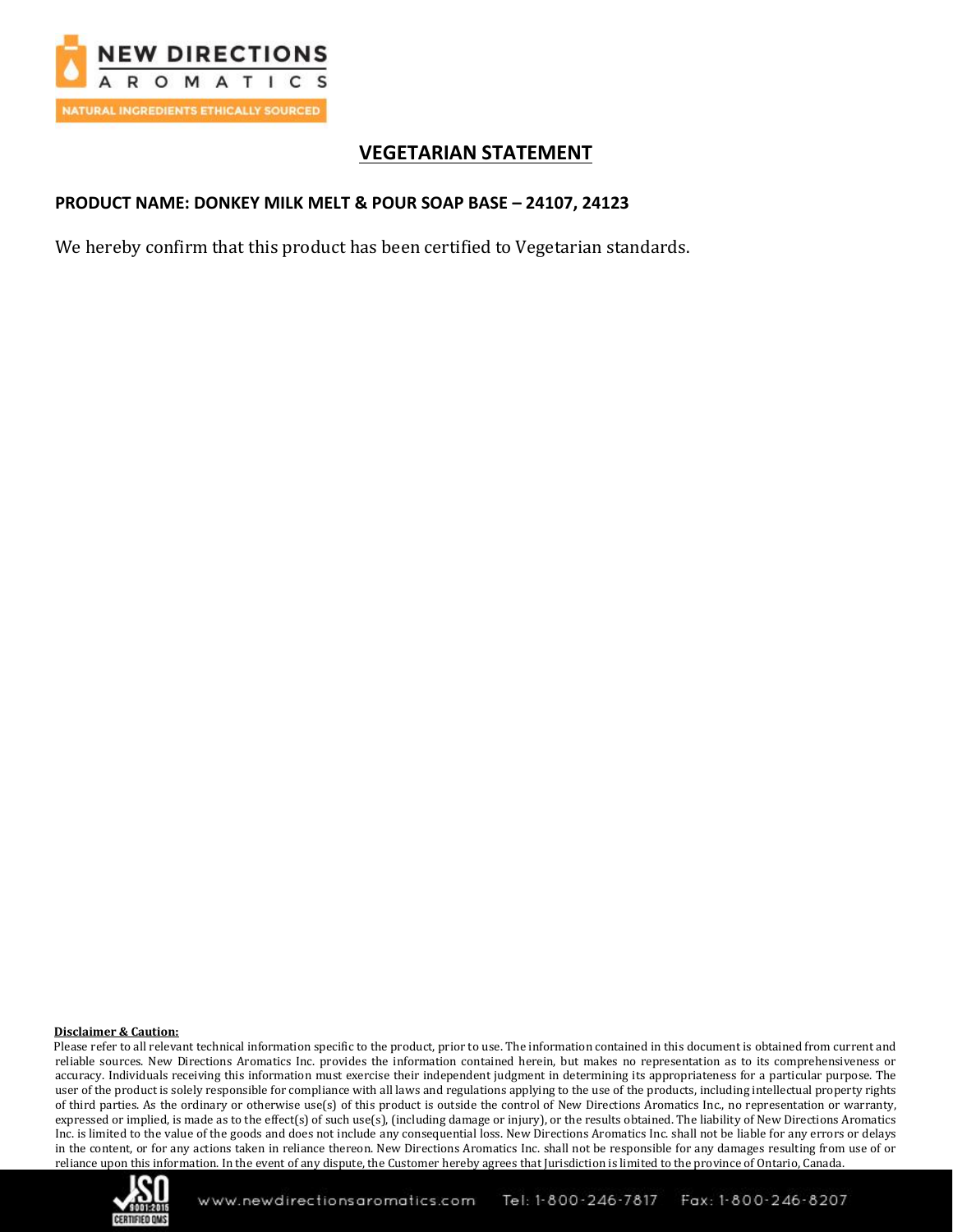# VEGETARIAN STATEMENT

**PRODUCT NAME: DONKEY MILK MELT & POUR SOAP BASE – 24107, 24123**

We hereby confirm that this product has been certified to Vegetarian standards.

**Disclaimer & Caution:**

Please refer to all relevant technical information specific to the product, prior to use. The information contained in this document is obtained from current and reliable sources. New Directions Aromatics Inc. provides the information contained herein, but makes no representation as to its comprehensiveness or accuracy. Individuals receiving this information must exercise their independent judgment in determining its appropriateness for a particular purpose. The user of the product is solely responsible for compliance with all laws and regulations applying to the use of the products, including intellectual property rights of third parties. As the ordinary or otherwise use(s) of this product is outside the control of New Directions Aromatics Inc., no representation or warranty, expressed or implied, is made as to the effect(s) of such use(s), (including damage or injury), or the results obtained. The liability of New Directions Aromatics Inc. is limited to the value of the goods and does not include any consequential loss. New Directions Aromatics Inc. shall not be liable for any errors or delays in the content, or for any actions taken in reliance thereon. New Directions Aromatics Inc. shall not be responsible for any damages resulting from use of or reliance upon this information. In the event of any dispute, the Customer hereby agrees that Jurisdiction is limited to the province of Ontario, Canada.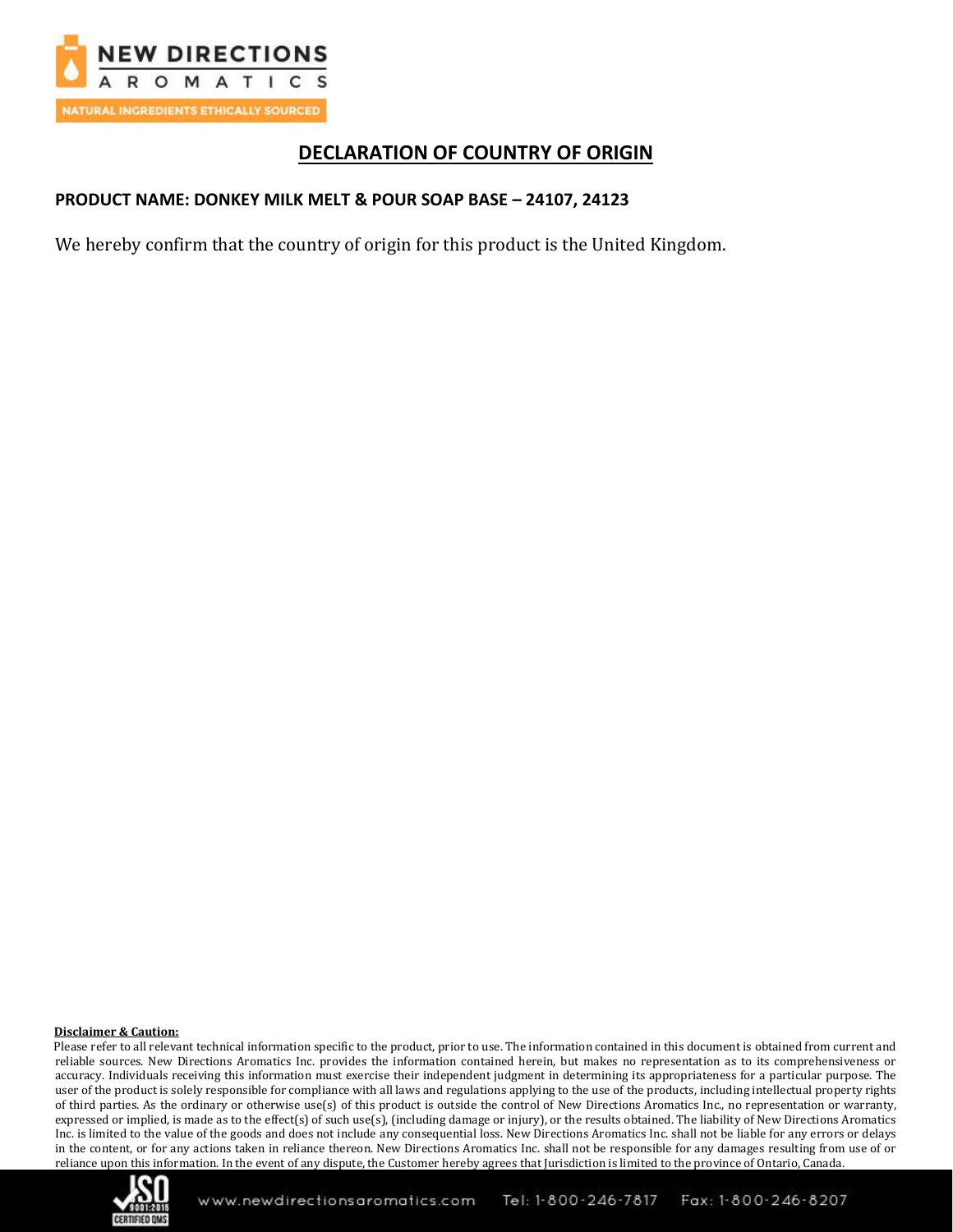# DECLARATION OF COUNTRY OF ORIGIN

**PRODUCT NAME: DONKEY MILK MELT & POUR SOAP BASE – 24107, 24123**

We hereby confirm that the country of origin for this product is the United Kingdom.

**Disclaimer & Caution:**

Please refer to all relevant technical information specific to the product, prior to use. The information contained in this document is obtained from current and reliable sources. New Directions Aromatics Inc. provides the information contained herein, but makes no representation as to its comprehensiveness or accuracy. Individuals receiving this information must exercise their independent judgment in determining its appropriateness for a particular purpose. The user of the product is solely responsible for compliance with all laws and regulations applying to the use of the products, including intellectual property rights of third parties. As the ordinary or otherwise use(s) of this product is outside the control of New Directions Aromatics Inc., no representation or warranty, expressed or implied, is made as to the effect(s) of such use(s), (including damage or injury), or the results obtained. The liability of New Directions Aromatics Inc. is limited to the value of the goods and does not include any consequential loss. New Directions Aromatics Inc. shall not be liable for any errors or delays in the content, or for any actions taken in reliance thereon. New Directions Aromatics Inc. shall not be responsible for any damages resulting from use of or reliance upon this information. In the event of any dispute, the Customer hereby agrees that Jurisdiction is limited to the province of Ontario, Canada.